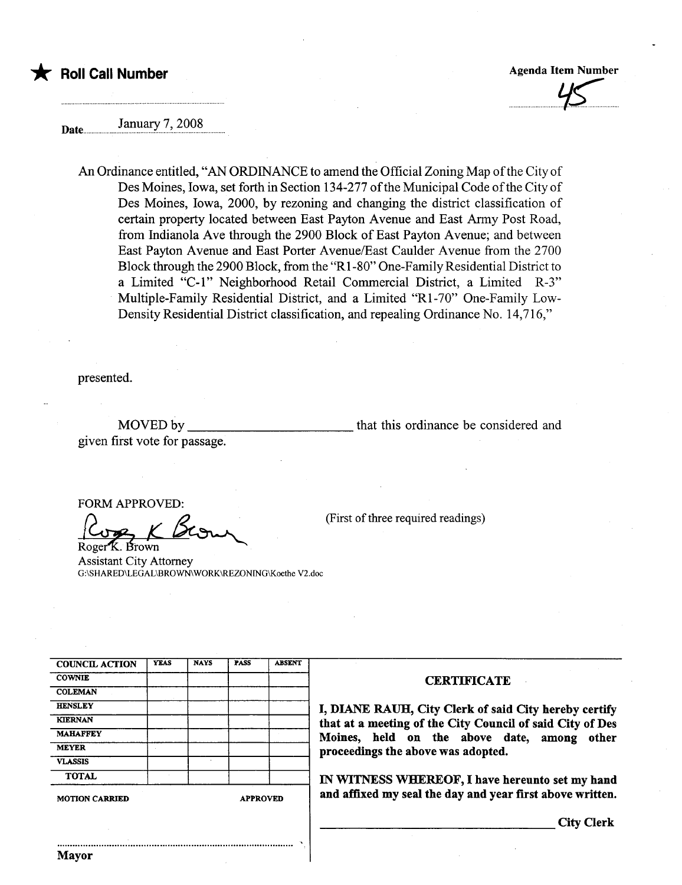★ **Roll Call Number**

**Agenda Item Number**
45

Date January 7, 2008

An Ordinance entitled, "AN ORDINANCE to amend the Official Zoning Map of the City of Des Moines, Iowa, set forth in Section 134-277 of the Municipal Code of the City of Des Moines, Iowa, 2000, by rezoning and changing the district classification of certain property located between East Payton Avenue and East Army Post Road, from Indianola Ave through the 2900 Block of East Payton Avenue; and between East Payton Avenue and East Porter Avenue/East Caulder Avenue from the 2700 Block through the 2900 Block, from the "R1-80" One-Family Residential District to a Limited "C-1" Neighborhood Retail Commercial District, a Limited R-3" Multiple-Family Residential District, and a Limited "R1-70" One-Family Low-Density Residential District classification, and repealing Ordinance No. 14,716,"

presented.

MOVED by ________________________ that this ordinance be considered and given first vote for passage.

FORM APPROVED:

Roger K. Brown
Roger K. Brown
Assistant City Attorney
G:\SHARED\LEGAL\BROWN\WORK\REZONING\Koethe V2.doc

(First of three required readings)

| COUNCIL ACTION | YEAS | NAYS | PASS | ABSENT |
|---|---|---|---|---|
| COWNIE | | | | |
| COLEMAN | | | | |
| HENSLEY | | | | |
| KIERNAN | | | | |
| MAHAFFEY | | | | |
| MEYER | | | | |
| VLASSIS | | | | |
| TOTAL | | | | |

MOTION CARRIED APPROVED

..........................................................................................
**Mayor**

**CERTIFICATE**

**I, DIANE RAUH, City Clerk of said City hereby certify that at a meeting of the City Council of said City of Des Moines, held on the above date, among other proceedings the above was adopted.**

**IN WITNESS WHEREOF, I have hereunto set my hand and affixed my seal the day and year first above written.**

________________________________ **City Clerk**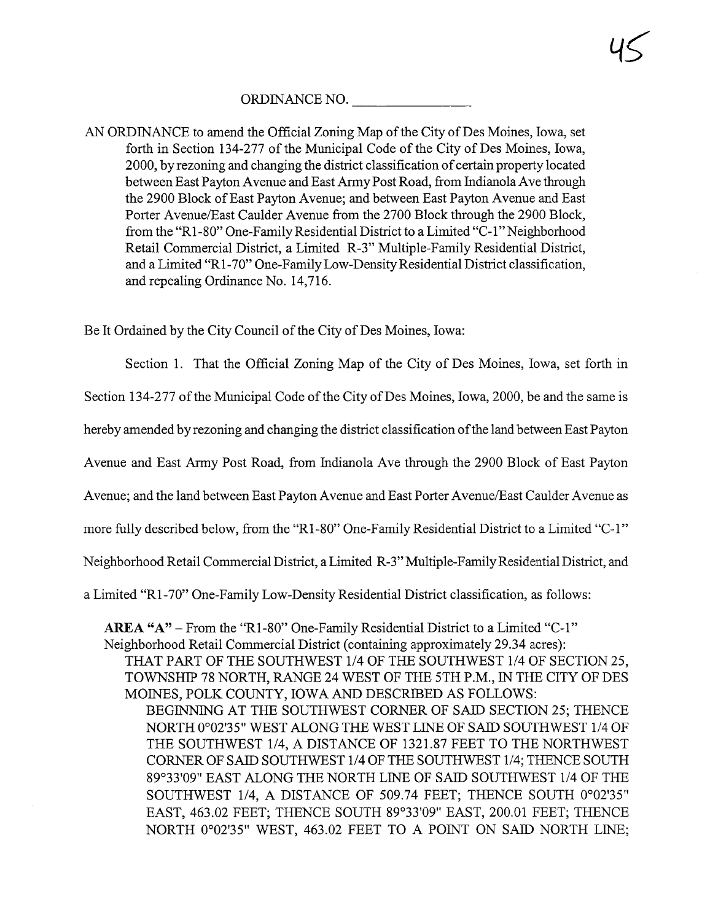45

ORDINANCE NO. ________________

AN ORDINANCE to amend the Official Zoning Map of the City of Des Moines, Iowa, set forth in Section 134-277 of the Municipal Code of the City of Des Moines, Iowa, 2000, by rezoning and changing the district classification of certain property located between East Payton Avenue and East Army Post Road, from Indianola Ave through the 2900 Block of East Payton Avenue; and between East Payton Avenue and East Porter Avenue/East Caulder Avenue from the 2700 Block through the 2900 Block, from the "R1-80" One-Family Residential District to a Limited "C-1" Neighborhood Retail Commercial District, a Limited R-3" Multiple-Family Residential District, and a Limited "R1-70" One-Family Low-Density Residential District classification, and repealing Ordinance No. 14,716.

Be It Ordained by the City Council of the City of Des Moines, Iowa:

Section 1. That the Official Zoning Map of the City of Des Moines, Iowa, set forth in Section 134-277 of the Municipal Code of the City of Des Moines, Iowa, 2000, be and the same is hereby amended by rezoning and changing the district classification of the land between East Payton Avenue and East Army Post Road, from Indianola Ave through the 2900 Block of East Payton Avenue; and the land between East Payton Avenue and East Porter Avenue/East Caulder Avenue as more fully described below, from the "R1-80" One-Family Residential District to a Limited "C-1" Neighborhood Retail Commercial District, a Limited R-3" Multiple-Family Residential District, and a Limited "R1-70" One-Family Low-Density Residential District classification, as follows:

**AREA "A"** – From the "R1-80" One-Family Residential District to a Limited "C-1" Neighborhood Retail Commercial District (containing approximately 29.34 acres):

THAT PART OF THE SOUTHWEST 1/4 OF THE SOUTHWEST 1/4 OF SECTION 25, TOWNSHIP 78 NORTH, RANGE 24 WEST OF THE 5TH P.M., IN THE CITY OF DES MOINES, POLK COUNTY, IOWA AND DESCRIBED AS FOLLOWS:

BEGINNING AT THE SOUTHWEST CORNER OF SAID SECTION 25; THENCE NORTH 0°02'35" WEST ALONG THE WEST LINE OF SAID SOUTHWEST 1/4 OF THE SOUTHWEST 1/4, A DISTANCE OF 1321.87 FEET TO THE NORTHWEST CORNER OF SAID SOUTHWEST 1/4 OF THE SOUTHWEST 1/4; THENCE SOUTH 89°33'09" EAST ALONG THE NORTH LINE OF SAID SOUTHWEST 1/4 OF THE SOUTHWEST 1/4, A DISTANCE OF 509.74 FEET; THENCE SOUTH 0°02'35" EAST, 463.02 FEET; THENCE SOUTH 89°33'09" EAST, 200.01 FEET; THENCE NORTH 0°02'35" WEST, 463.02 FEET TO A POINT ON SAID NORTH LINE;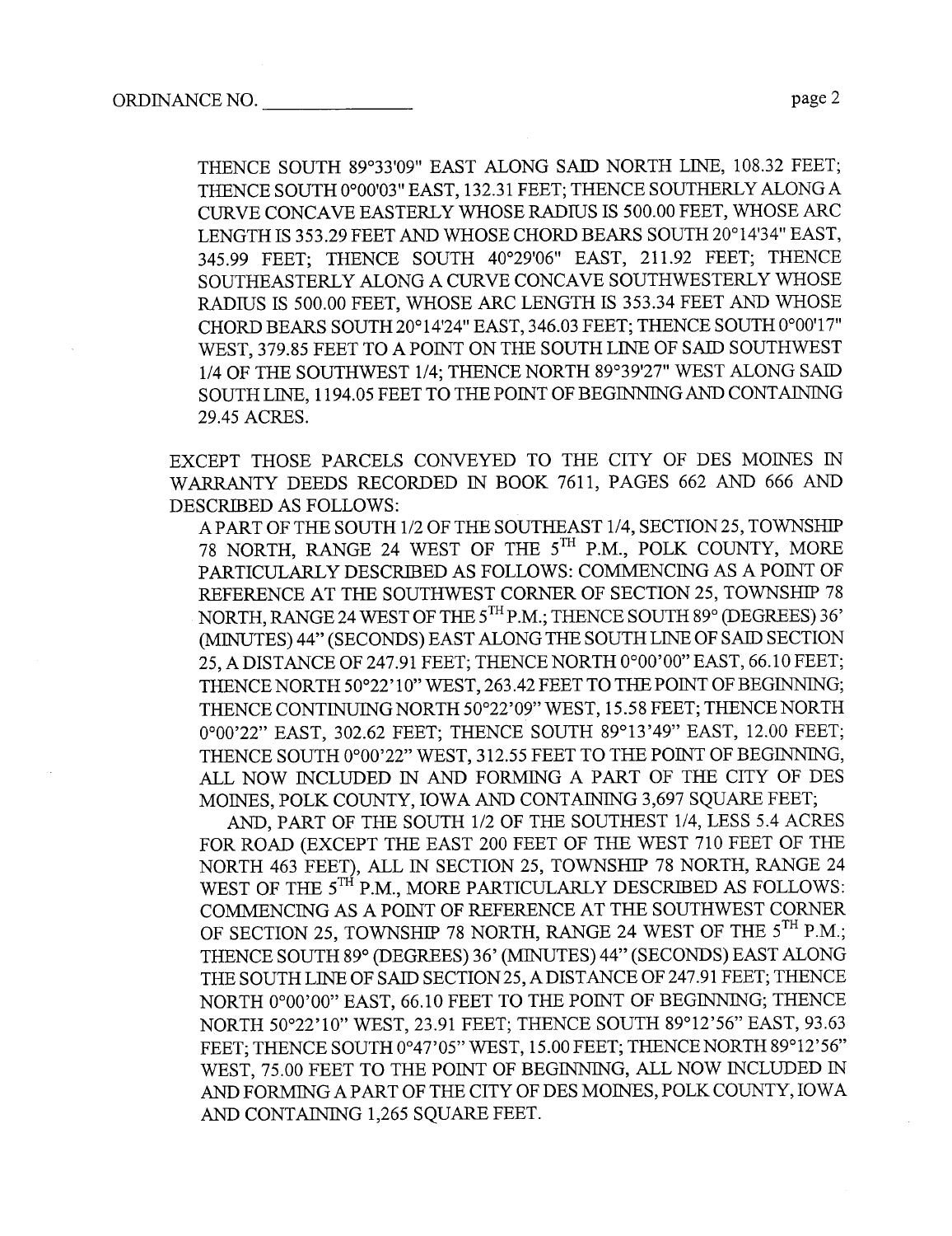THENCE SOUTH 89°33'09" EAST ALONG SAID NORTH LINE, 108.32 FEET; THENCE SOUTH 0°00'03" EAST, 132.31 FEET; THENCE SOUTHERLY ALONG A CURVE CONCAVE EASTERLY WHOSE RADIUS IS 500.00 FEET, WHOSE ARC LENGTH IS 353.29 FEET AND WHOSE CHORD BEARS SOUTH 20°14'34" EAST, 345.99 FEET; THENCE SOUTH 40°29'06" EAST, 211.92 FEET; THENCE SOUTHEASTERLY ALONG A CURVE CONCAVE SOUTHWESTERLY WHOSE RADIUS IS 500.00 FEET, WHOSE ARC LENGTH IS 353.34 FEET AND WHOSE CHORD BEARS SOUTH 20°14'24" EAST, 346.03 FEET; THENCE SOUTH 0°00'17" WEST, 379.85 FEET TO A POINT ON THE SOUTH LINE OF SAID SOUTHWEST 1/4 OF THE SOUTHWEST 1/4; THENCE NORTH 89°39'27" WEST ALONG SAID SOUTH LINE, 1194.05 FEET TO THE POINT OF BEGINNING AND CONTAINING 29.45 ACRES.

EXCEPT THOSE PARCELS CONVEYED TO THE CITY OF DES MOINES IN WARRANTY DEEDS RECORDED IN BOOK 7611, PAGES 662 AND 666 AND DESCRIBED AS FOLLOWS:

A PART OF THE SOUTH 1/2 OF THE SOUTHEAST 1/4, SECTION 25, TOWNSHIP 78 NORTH, RANGE 24 WEST OF THE 5TH P.M., POLK COUNTY, MORE PARTICULARLY DESCRIBED AS FOLLOWS: COMMENCING AS A POINT OF REFERENCE AT THE SOUTHWEST CORNER OF SECTION 25, TOWNSHIP 78 NORTH, RANGE 24 WEST OF THE 5TH P.M.; THENCE SOUTH 89° (DEGREES) 36' (MINUTES) 44" (SECONDS) EAST ALONG THE SOUTH LINE OF SAID SECTION 25, A DISTANCE OF 247.91 FEET; THENCE NORTH 0°00'00" EAST, 66.10 FEET; THENCE NORTH 50°22'10" WEST, 263.42 FEET TO THE POINT OF BEGINNING; THENCE CONTINUING NORTH 50°22'09" WEST, 15.58 FEET; THENCE NORTH 0°00'22" EAST, 302.62 FEET; THENCE SOUTH 89°13'49" EAST, 12.00 FEET; THENCE SOUTH 0°00'22" WEST, 312.55 FEET TO THE POINT OF BEGINNING, ALL NOW INCLUDED IN AND FORMING A PART OF THE CITY OF DES MOINES, POLK COUNTY, IOWA AND CONTAINING 3,697 SQUARE FEET;

AND, PART OF THE SOUTH 1/2 OF THE SOUTHEST 1/4, LESS 5.4 ACRES FOR ROAD (EXCEPT THE EAST 200 FEET OF THE WEST 710 FEET OF THE NORTH 463 FEET), ALL IN SECTION 25, TOWNSHIP 78 NORTH, RANGE 24 WEST OF THE 5TH P.M., MORE PARTICULARLY DESCRIBED AS FOLLOWS: COMMENCING AS A POINT OF REFERENCE AT THE SOUTHWEST CORNER OF SECTION 25, TOWNSHIP 78 NORTH, RANGE 24 WEST OF THE 5TH P.M.; THENCE SOUTH 89° (DEGREES) 36' (MINUTES) 44" (SECONDS) EAST ALONG THE SOUTH LINE OF SAID SECTION 25, A DISTANCE OF 247.91 FEET; THENCE NORTH 0°00'00" EAST, 66.10 FEET TO THE POINT OF BEGINNING; THENCE NORTH 50°22'10" WEST, 23.91 FEET; THENCE SOUTH 89°12'56" EAST, 93.63 FEET; THENCE SOUTH 0°47'05" WEST, 15.00 FEET; THENCE NORTH 89°12'56" WEST, 75.00 FEET TO THE POINT OF BEGINNING, ALL NOW INCLUDED IN AND FORMING A PART OF THE CITY OF DES MOINES, POLK COUNTY, IOWA AND CONTAINING 1,265 SQUARE FEET.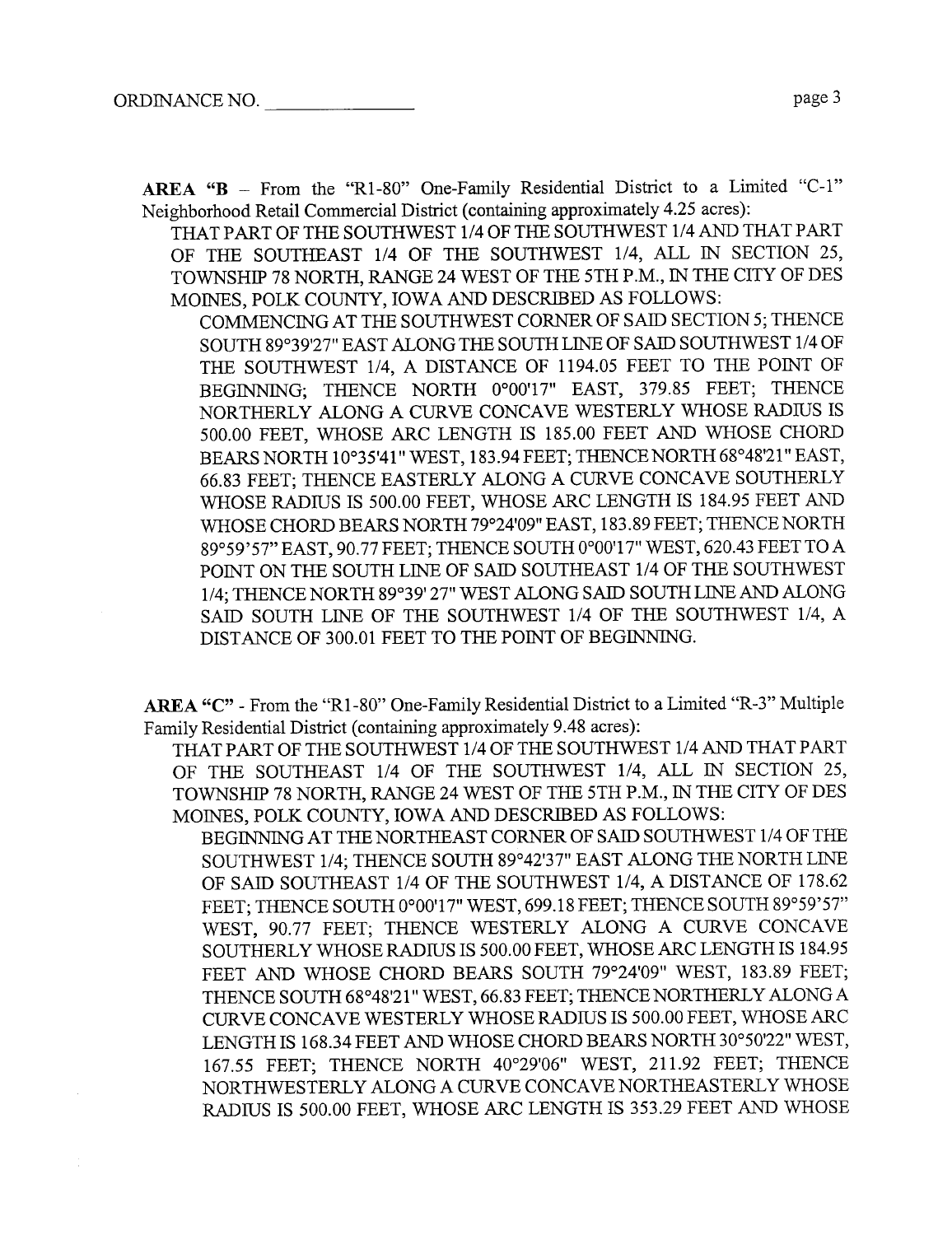**AREA "B** – From the "R1-80" One-Family Residential District to a Limited "C-1" Neighborhood Retail Commercial District (containing approximately 4.25 acres):

THAT PART OF THE SOUTHWEST 1/4 OF THE SOUTHWEST 1/4 AND THAT PART OF THE SOUTHEAST 1/4 OF THE SOUTHWEST 1/4, ALL IN SECTION 25, TOWNSHIP 78 NORTH, RANGE 24 WEST OF THE 5TH P.M., IN THE CITY OF DES MOINES, POLK COUNTY, IOWA AND DESCRIBED AS FOLLOWS:

COMMENCING AT THE SOUTHWEST CORNER OF SAID SECTION 5; THENCE SOUTH 89°39'27" EAST ALONG THE SOUTH LINE OF SAID SOUTHWEST 1/4 OF THE SOUTHWEST 1/4, A DISTANCE OF 1194.05 FEET TO THE POINT OF BEGINNING; THENCE NORTH 0°00'17" EAST, 379.85 FEET; THENCE NORTHERLY ALONG A CURVE CONCAVE WESTERLY WHOSE RADIUS IS 500.00 FEET, WHOSE ARC LENGTH IS 185.00 FEET AND WHOSE CHORD BEARS NORTH 10°35'41" WEST, 183.94 FEET; THENCE NORTH 68°48'21" EAST, 66.83 FEET; THENCE EASTERLY ALONG A CURVE CONCAVE SOUTHERLY WHOSE RADIUS IS 500.00 FEET, WHOSE ARC LENGTH IS 184.95 FEET AND WHOSE CHORD BEARS NORTH 79°24'09" EAST, 183.89 FEET; THENCE NORTH 89°59'57" EAST, 90.77 FEET; THENCE SOUTH 0°00'17" WEST, 620.43 FEET TO A POINT ON THE SOUTH LINE OF SAID SOUTHEAST 1/4 OF THE SOUTHWEST 1/4; THENCE NORTH 89°39' 27" WEST ALONG SAID SOUTH LINE AND ALONG SAID SOUTH LINE OF THE SOUTHWEST 1/4 OF THE SOUTHWEST 1/4, A DISTANCE OF 300.01 FEET TO THE POINT OF BEGINNING.

**AREA "C"** - From the "R1-80" One-Family Residential District to a Limited "R-3" Multiple Family Residential District (containing approximately 9.48 acres):

THAT PART OF THE SOUTHWEST 1/4 OF THE SOUTHWEST 1/4 AND THAT PART OF THE SOUTHEAST 1/4 OF THE SOUTHWEST 1/4, ALL IN SECTION 25, TOWNSHIP 78 NORTH, RANGE 24 WEST OF THE 5TH P.M., IN THE CITY OF DES MOINES, POLK COUNTY, IOWA AND DESCRIBED AS FOLLOWS:

BEGINNING AT THE NORTHEAST CORNER OF SAID SOUTHWEST 1/4 OF THE SOUTHWEST 1/4; THENCE SOUTH 89°42'37" EAST ALONG THE NORTH LINE OF SAID SOUTHEAST 1/4 OF THE SOUTHWEST 1/4, A DISTANCE OF 178.62 FEET; THENCE SOUTH 0°00'17" WEST, 699.18 FEET; THENCE SOUTH 89°59'57" WEST, 90.77 FEET; THENCE WESTERLY ALONG A CURVE CONCAVE SOUTHERLY WHOSE RADIUS IS 500.00 FEET, WHOSE ARC LENGTH IS 184.95 FEET AND WHOSE CHORD BEARS SOUTH 79°24'09" WEST, 183.89 FEET; THENCE SOUTH 68°48'21" WEST, 66.83 FEET; THENCE NORTHERLY ALONG A CURVE CONCAVE WESTERLY WHOSE RADIUS IS 500.00 FEET, WHOSE ARC LENGTH IS 168.34 FEET AND WHOSE CHORD BEARS NORTH 30°50'22" WEST, 167.55 FEET; THENCE NORTH 40°29'06" WEST, 211.92 FEET; THENCE NORTHWESTERLY ALONG A CURVE CONCAVE NORTHEASTERLY WHOSE RADIUS IS 500.00 FEET, WHOSE ARC LENGTH IS 353.29 FEET AND WHOSE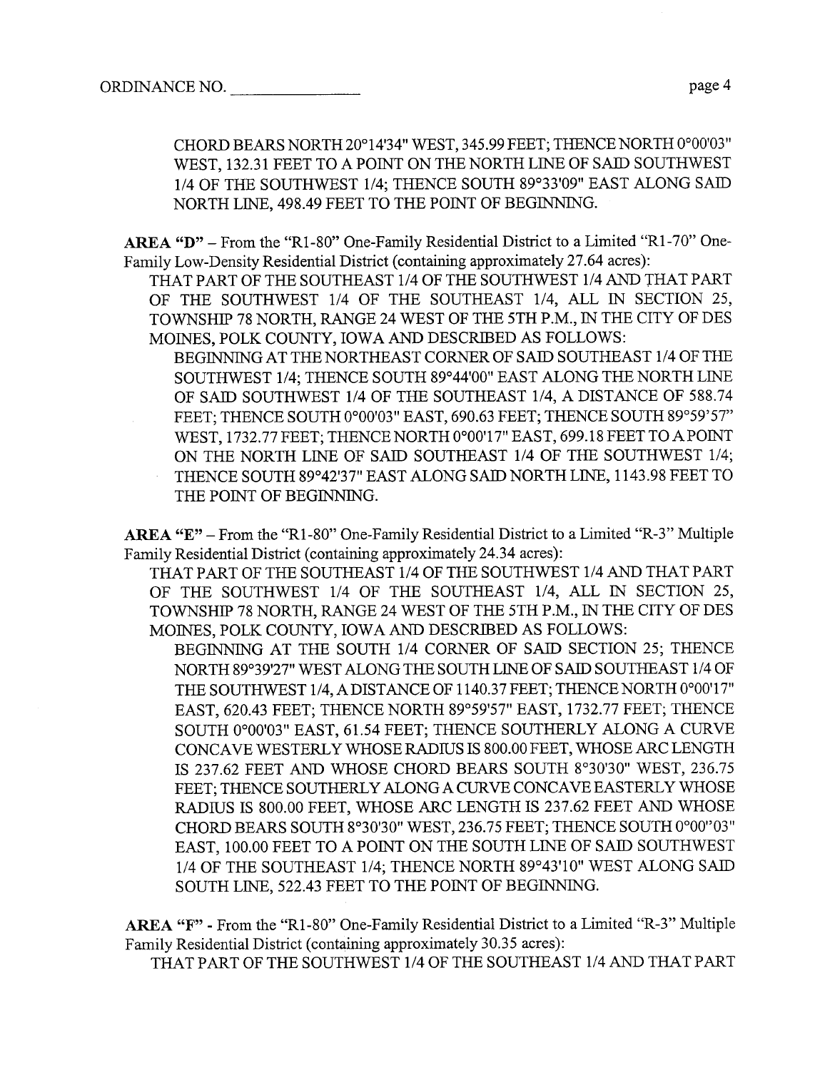CHORD BEARS NORTH 20°14'34" WEST, 345.99 FEET; THENCE NORTH 0°00'03" WEST, 132.31 FEET TO A POINT ON THE NORTH LINE OF SAID SOUTHWEST 1/4 OF THE SOUTHWEST 1/4; THENCE SOUTH 89°33'09" EAST ALONG SAID NORTH LINE, 498.49 FEET TO THE POINT OF BEGINNING.

**AREA "D"** – From the "R1-80" One-Family Residential District to a Limited "R1-70" One-Family Low-Density Residential District (containing approximately 27.64 acres):

THAT PART OF THE SOUTHEAST 1/4 OF THE SOUTHWEST 1/4 AND THAT PART OF THE SOUTHWEST 1/4 OF THE SOUTHEAST 1/4, ALL IN SECTION 25, TOWNSHIP 78 NORTH, RANGE 24 WEST OF THE 5TH P.M., IN THE CITY OF DES MOINES, POLK COUNTY, IOWA AND DESCRIBED AS FOLLOWS:

BEGINNING AT THE NORTHEAST CORNER OF SAID SOUTHEAST 1/4 OF THE SOUTHWEST 1/4; THENCE SOUTH 89°44'00" EAST ALONG THE NORTH LINE OF SAID SOUTHWEST 1/4 OF THE SOUTHEAST 1/4, A DISTANCE OF 588.74 FEET; THENCE SOUTH 0°00'03" EAST, 690.63 FEET; THENCE SOUTH 89°59'57" WEST, 1732.77 FEET; THENCE NORTH 0°00'17" EAST, 699.18 FEET TO A POINT ON THE NORTH LINE OF SAID SOUTHEAST 1/4 OF THE SOUTHWEST 1/4; THENCE SOUTH 89°42'37" EAST ALONG SAID NORTH LINE, 1143.98 FEET TO THE POINT OF BEGINNING.

**AREA "E"** – From the "R1-80" One-Family Residential District to a Limited "R-3" Multiple Family Residential District (containing approximately 24.34 acres):

THAT PART OF THE SOUTHEAST 1/4 OF THE SOUTHWEST 1/4 AND THAT PART OF THE SOUTHWEST 1/4 OF THE SOUTHEAST 1/4, ALL IN SECTION 25, TOWNSHIP 78 NORTH, RANGE 24 WEST OF THE 5TH P.M., IN THE CITY OF DES MOINES, POLK COUNTY, IOWA AND DESCRIBED AS FOLLOWS:

BEGINNING AT THE SOUTH 1/4 CORNER OF SAID SECTION 25; THENCE NORTH 89°39'27" WEST ALONG THE SOUTH LINE OF SAID SOUTHEAST 1/4 OF THE SOUTHWEST 1/4, A DISTANCE OF 1140.37 FEET; THENCE NORTH 0°00'17" EAST, 620.43 FEET; THENCE NORTH 89°59'57" EAST, 1732.77 FEET; THENCE SOUTH 0°00'03" EAST, 61.54 FEET; THENCE SOUTHERLY ALONG A CURVE CONCAVE WESTERLY WHOSE RADIUS IS 800.00 FEET, WHOSE ARC LENGTH IS 237.62 FEET AND WHOSE CHORD BEARS SOUTH 8°30'30" WEST, 236.75 FEET; THENCE SOUTHERLY ALONG A CURVE CONCAVE EASTERLY WHOSE RADIUS IS 800.00 FEET, WHOSE ARC LENGTH IS 237.62 FEET AND WHOSE CHORD BEARS SOUTH 8°30'30" WEST, 236.75 FEET; THENCE SOUTH 0°00"03" EAST, 100.00 FEET TO A POINT ON THE SOUTH LINE OF SAID SOUTHWEST 1/4 OF THE SOUTHEAST 1/4; THENCE NORTH 89°43'10" WEST ALONG SAID SOUTH LINE, 522.43 FEET TO THE POINT OF BEGINNING.

**AREA "F"** - From the "R1-80" One-Family Residential District to a Limited "R-3" Multiple Family Residential District (containing approximately 30.35 acres):

THAT PART OF THE SOUTHWEST 1/4 OF THE SOUTHEAST 1/4 AND THAT PART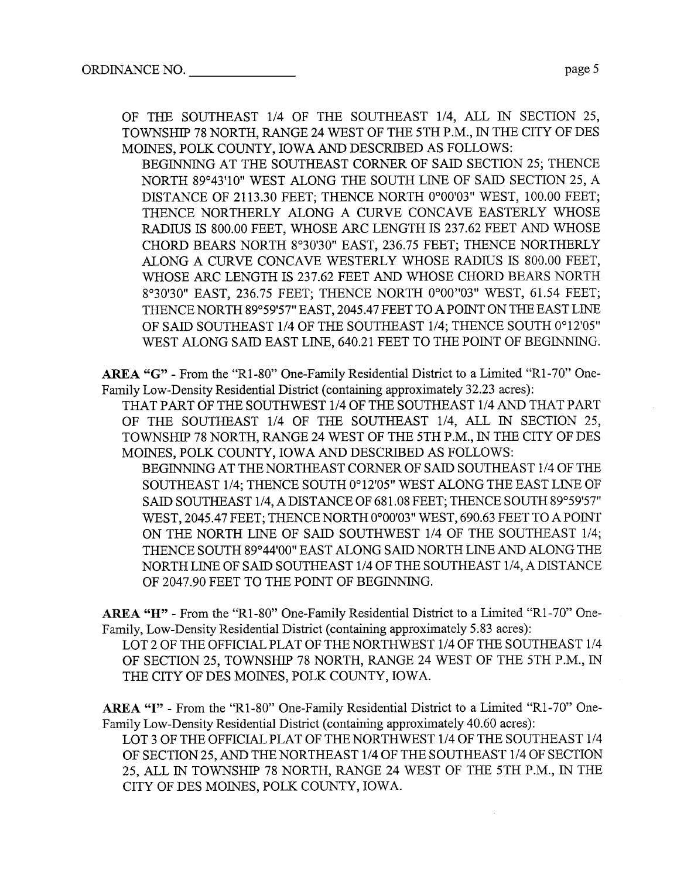OF THE SOUTHEAST 1/4 OF THE SOUTHEAST 1/4, ALL IN SECTION 25, TOWNSHIP 78 NORTH, RANGE 24 WEST OF THE 5TH P.M., IN THE CITY OF DES MOINES, POLK COUNTY, IOWA AND DESCRIBED AS FOLLOWS:

BEGINNING AT THE SOUTHEAST CORNER OF SAID SECTION 25; THENCE NORTH 89°43'10" WEST ALONG THE SOUTH LINE OF SAID SECTION 25, A DISTANCE OF 2113.30 FEET; THENCE NORTH 0°00'03" WEST, 100.00 FEET; THENCE NORTHERLY ALONG A CURVE CONCAVE EASTERLY WHOSE RADIUS IS 800.00 FEET, WHOSE ARC LENGTH IS 237.62 FEET AND WHOSE CHORD BEARS NORTH 8°30'30" EAST, 236.75 FEET; THENCE NORTHERLY ALONG A CURVE CONCAVE WESTERLY WHOSE RADIUS IS 800.00 FEET, WHOSE ARC LENGTH IS 237.62 FEET AND WHOSE CHORD BEARS NORTH 8°30'30" EAST, 236.75 FEET; THENCE NORTH 0°00"03" WEST, 61.54 FEET; THENCE NORTH 89°59'57" EAST, 2045.47 FEET TO A POINT ON THE EAST LINE OF SAID SOUTHEAST 1/4 OF THE SOUTHEAST 1/4; THENCE SOUTH 0°12'05" WEST ALONG SAID EAST LINE, 640.21 FEET TO THE POINT OF BEGINNING.

**AREA "G"** - From the "R1-80" One-Family Residential District to a Limited "R1-70" One-Family Low-Density Residential District (containing approximately 32.23 acres):

THAT PART OF THE SOUTHWEST 1/4 OF THE SOUTHEAST 1/4 AND THAT PART OF THE SOUTHEAST 1/4 OF THE SOUTHEAST 1/4, ALL IN SECTION 25, TOWNSHIP 78 NORTH, RANGE 24 WEST OF THE 5TH P.M., IN THE CITY OF DES MOINES, POLK COUNTY, IOWA AND DESCRIBED AS FOLLOWS:

BEGINNING AT THE NORTHEAST CORNER OF SAID SOUTHEAST 1/4 OF THE SOUTHEAST 1/4; THENCE SOUTH 0°12'05" WEST ALONG THE EAST LINE OF SAID SOUTHEAST 1/4, A DISTANCE OF 681.08 FEET; THENCE SOUTH 89°59'57" WEST, 2045.47 FEET; THENCE NORTH 0°00'03" WEST, 690.63 FEET TO A POINT ON THE NORTH LINE OF SAID SOUTHWEST 1/4 OF THE SOUTHEAST 1/4; THENCE SOUTH 89°44'00" EAST ALONG SAID NORTH LINE AND ALONG THE NORTH LINE OF SAID SOUTHEAST 1/4 OF THE SOUTHEAST 1/4, A DISTANCE OF 2047.90 FEET TO THE POINT OF BEGINNING.

**AREA "H"** - From the "R1-80" One-Family Residential District to a Limited "R1-70" One-Family, Low-Density Residential District (containing approximately 5.83 acres):

LOT 2 OF THE OFFICIAL PLAT OF THE NORTHWEST 1/4 OF THE SOUTHEAST 1/4 OF SECTION 25, TOWNSHIP 78 NORTH, RANGE 24 WEST OF THE 5TH P.M., IN THE CITY OF DES MOINES, POLK COUNTY, IOWA.

**AREA "I"** - From the "R1-80" One-Family Residential District to a Limited "R1-70" One-Family Low-Density Residential District (containing approximately 40.60 acres):

LOT 3 OF THE OFFICIAL PLAT OF THE NORTHWEST 1/4 OF THE SOUTHEAST 1/4 OF SECTION 25, AND THE NORTHEAST 1/4 OF THE SOUTHEAST 1/4 OF SECTION 25, ALL IN TOWNSHIP 78 NORTH, RANGE 24 WEST OF THE 5TH P.M., IN THE CITY OF DES MOINES, POLK COUNTY, IOWA.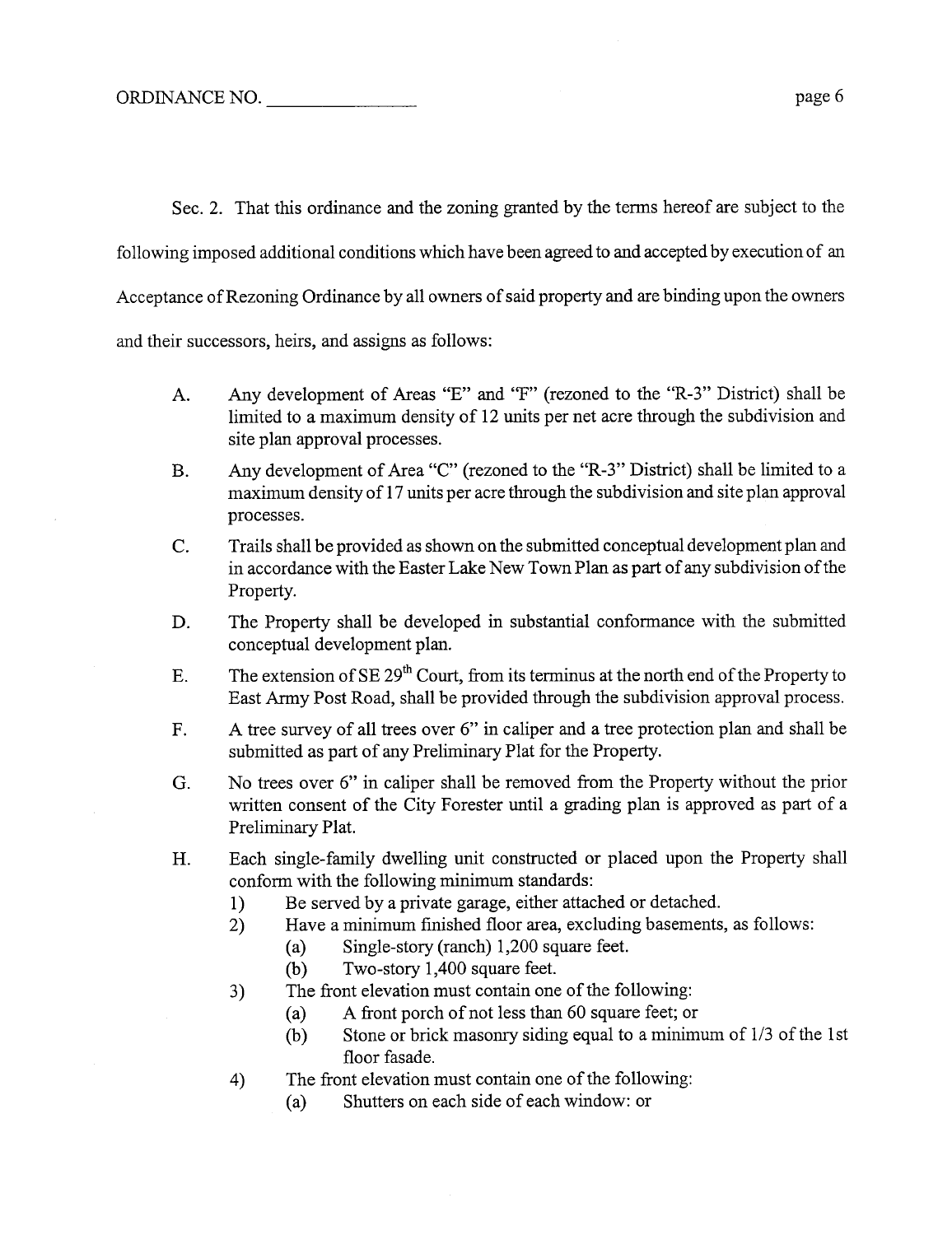Sec. 2. That this ordinance and the zoning granted by the terms hereof are subject to the following imposed additional conditions which have been agreed to and accepted by execution of an Acceptance of Rezoning Ordinance by all owners of said property and are binding upon the owners and their successors, heirs, and assigns as follows:

A. Any development of Areas "E" and "F" (rezoned to the "R-3" District) shall be limited to a maximum density of 12 units per net acre through the subdivision and site plan approval processes.

B. Any development of Area "C" (rezoned to the "R-3" District) shall be limited to a maximum density of 17 units per acre through the subdivision and site plan approval processes.

C. Trails shall be provided as shown on the submitted conceptual development plan and in accordance with the Easter Lake New Town Plan as part of any subdivision of the Property.

D. The Property shall be developed in substantial conformance with the submitted conceptual development plan.

E. The extension of SE 29th Court, from its terminus at the north end of the Property to East Army Post Road, shall be provided through the subdivision approval process.

F. A tree survey of all trees over 6" in caliper and a tree protection plan and shall be submitted as part of any Preliminary Plat for the Property.

G. No trees over 6" in caliper shall be removed from the Property without the prior written consent of the City Forester until a grading plan is approved as part of a Preliminary Plat.

H. Each single-family dwelling unit constructed or placed upon the Property shall conform with the following minimum standards:
   1) Be served by a private garage, either attached or detached.
   2) Have a minimum finished floor area, excluding basements, as follows:
      (a) Single-story (ranch) 1,200 square feet.
      (b) Two-story 1,400 square feet.
   3) The front elevation must contain one of the following:
      (a) A front porch of not less than 60 square feet; or
      (b) Stone or brick masonry siding equal to a minimum of 1/3 of the 1st floor fasade.
   4) The front elevation must contain one of the following:
      (a) Shutters on each side of each window: or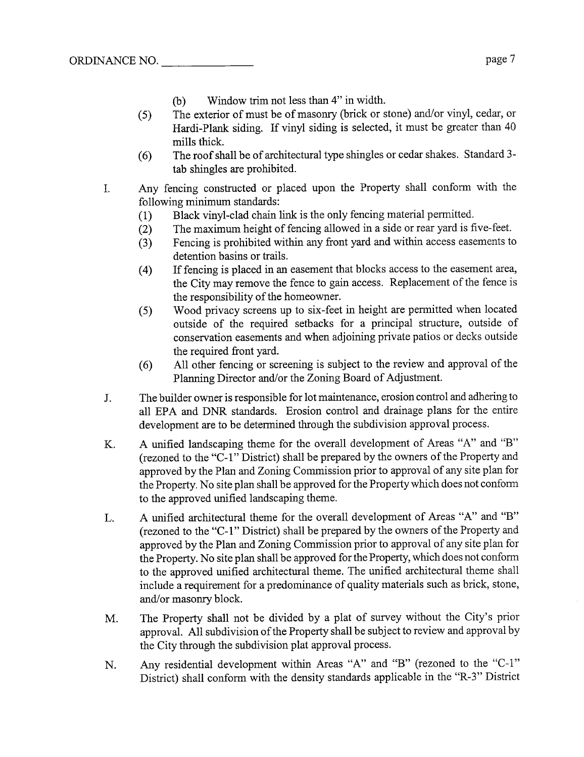(b) Window trim not less than 4" in width.

(5) The exterior of must be of masonry (brick or stone) and/or vinyl, cedar, or Hardi-Plank siding. If vinyl siding is selected, it must be greater than 40 mills thick.

(6) The roof shall be of architectural type shingles or cedar shakes. Standard 3-tab shingles are prohibited.

I. Any fencing constructed or placed upon the Property shall conform with the following minimum standards:

   (1) Black vinyl-clad chain link is the only fencing material permitted.

   (2) The maximum height of fencing allowed in a side or rear yard is five-feet.

   (3) Fencing is prohibited within any front yard and within access easements to detention basins or trails.

   (4) If fencing is placed in an easement that blocks access to the easement area, the City may remove the fence to gain access. Replacement of the fence is the responsibility of the homeowner.

   (5) Wood privacy screens up to six-feet in height are permitted when located outside of the required setbacks for a principal structure, outside of conservation easements and when adjoining private patios or decks outside the required front yard.

   (6) All other fencing or screening is subject to the review and approval of the Planning Director and/or the Zoning Board of Adjustment.

J. The builder owner is responsible for lot maintenance, erosion control and adhering to all EPA and DNR standards. Erosion control and drainage plans for the entire development are to be determined through the subdivision approval process.

K. A unified landscaping theme for the overall development of Areas "A" and "B" (rezoned to the "C-1" District) shall be prepared by the owners of the Property and approved by the Plan and Zoning Commission prior to approval of any site plan for the Property. No site plan shall be approved for the Property which does not conform to the approved unified landscaping theme.

L. A unified architectural theme for the overall development of Areas "A" and "B" (rezoned to the "C-1" District) shall be prepared by the owners of the Property and approved by the Plan and Zoning Commission prior to approval of any site plan for the Property. No site plan shall be approved for the Property, which does not conform to the approved unified architectural theme. The unified architectural theme shall include a requirement for a predominance of quality materials such as brick, stone, and/or masonry block.

M. The Property shall not be divided by a plat of survey without the City's prior approval. All subdivision of the Property shall be subject to review and approval by the City through the subdivision plat approval process.

N. Any residential development within Areas "A" and "B" (rezoned to the "C-1" District) shall conform with the density standards applicable in the "R-3" District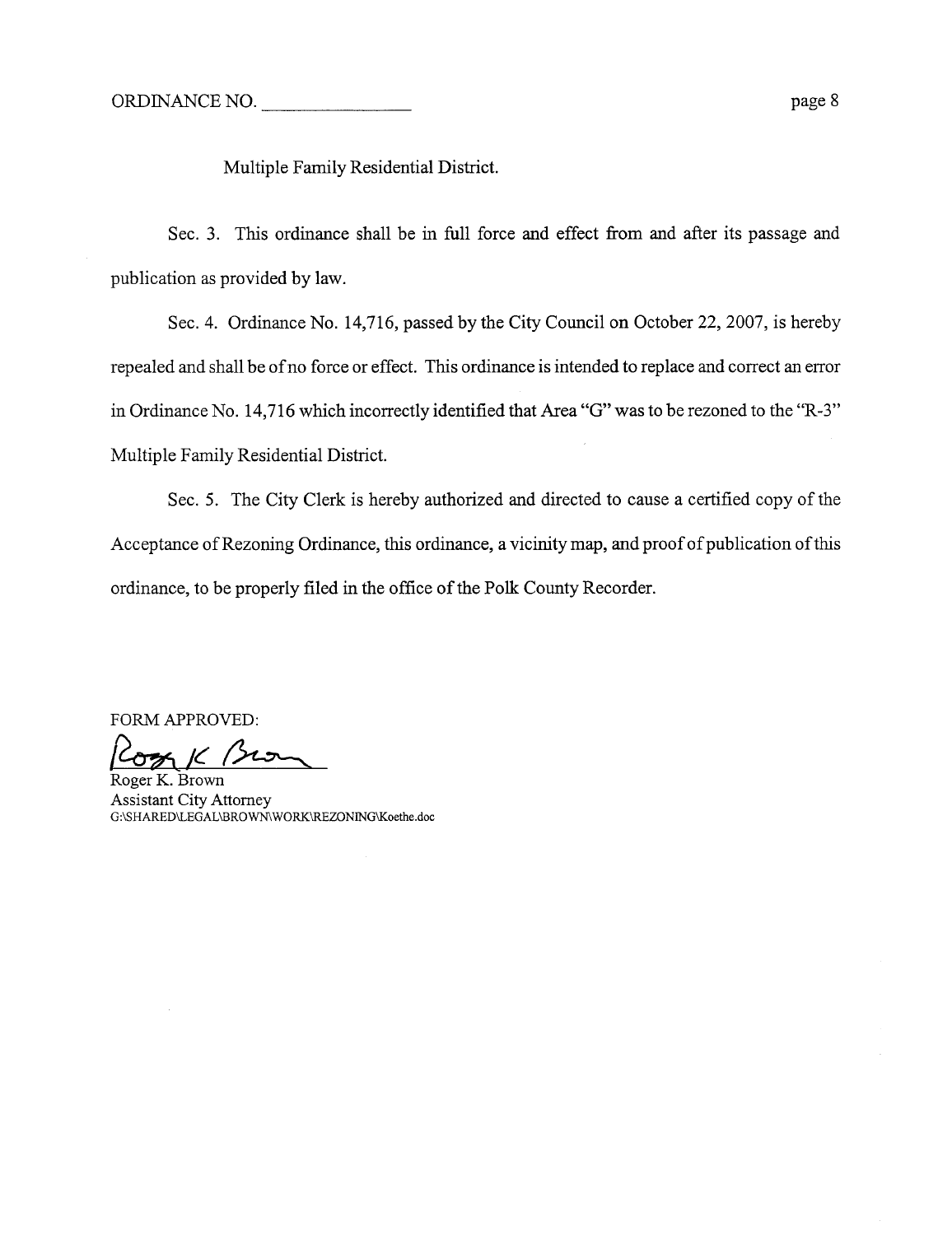Multiple Family Residential District.

Sec. 3. This ordinance shall be in full force and effect from and after its passage and publication as provided by law.

Sec. 4. Ordinance No. 14,716, passed by the City Council on October 22, 2007, is hereby repealed and shall be of no force or effect. This ordinance is intended to replace and correct an error in Ordinance No. 14,716 which incorrectly identified that Area "G" was to be rezoned to the "R-3" Multiple Family Residential District.

Sec. 5. The City Clerk is hereby authorized and directed to cause a certified copy of the Acceptance of Rezoning Ordinance, this ordinance, a vicinity map, and proof of publication of this ordinance, to be properly filed in the office of the Polk County Recorder.

FORM APPROVED:

Roger K. Brown
Assistant City Attorney
G:\SHARED\LEGAL\BROWN\WORK\REZONING\Koethe.doc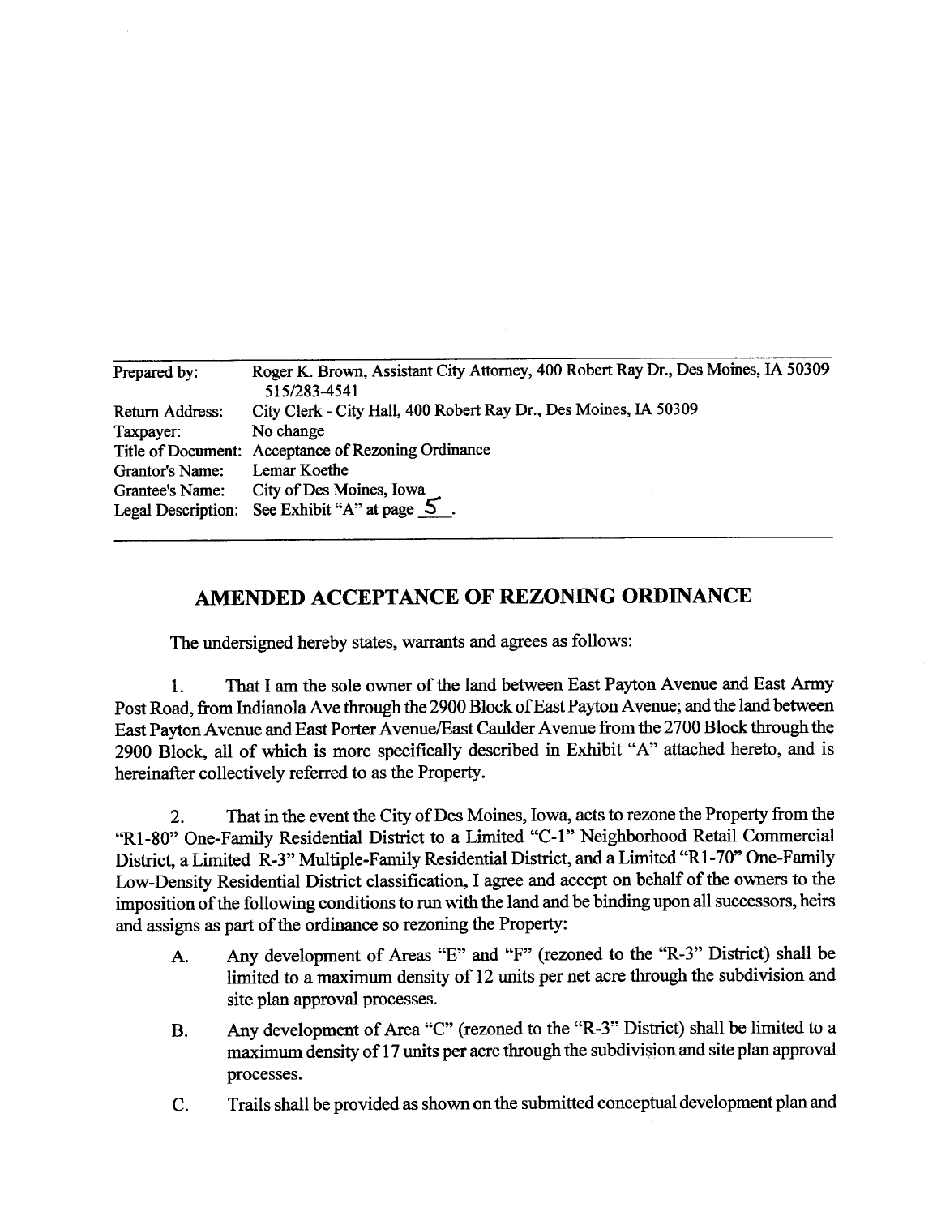| | |
|---|---|
| Prepared by: | Roger K. Brown, Assistant City Attorney, 400 Robert Ray Dr., Des Moines, IA 50309 515/283-4541 |
| Return Address: | City Clerk - City Hall, 400 Robert Ray Dr., Des Moines, IA 50309 |
| Taxpayer: | No change |
| Title of Document: | Acceptance of Rezoning Ordinance |
| Grantor's Name: | Lemar Koethe |
| Grantee's Name: | City of Des Moines, Iowa |
| Legal Description: | See Exhibit "A" at page 5. |

## AMENDED ACCEPTANCE OF REZONING ORDINANCE

The undersigned hereby states, warrants and agrees as follows:

1. That I am the sole owner of the land between East Payton Avenue and East Army Post Road, from Indianola Ave through the 2900 Block of East Payton Avenue; and the land between East Payton Avenue and East Porter Avenue/East Caulder Avenue from the 2700 Block through the 2900 Block, all of which is more specifically described in Exhibit "A" attached hereto, and is hereinafter collectively referred to as the Property.

2. That in the event the City of Des Moines, Iowa, acts to rezone the Property from the "R1-80" One-Family Residential District to a Limited "C-1" Neighborhood Retail Commercial District, a Limited R-3" Multiple-Family Residential District, and a Limited "R1-70" One-Family Low-Density Residential District classification, I agree and accept on behalf of the owners to the imposition of the following conditions to run with the land and be binding upon all successors, heirs and assigns as part of the ordinance so rezoning the Property:

   A. Any development of Areas "E" and "F" (rezoned to the "R-3" District) shall be limited to a maximum density of 12 units per net acre through the subdivision and site plan approval processes.

   B. Any development of Area "C" (rezoned to the "R-3" District) shall be limited to a maximum density of 17 units per acre through the subdivision and site plan approval processes.

   C. Trails shall be provided as shown on the submitted conceptual development plan and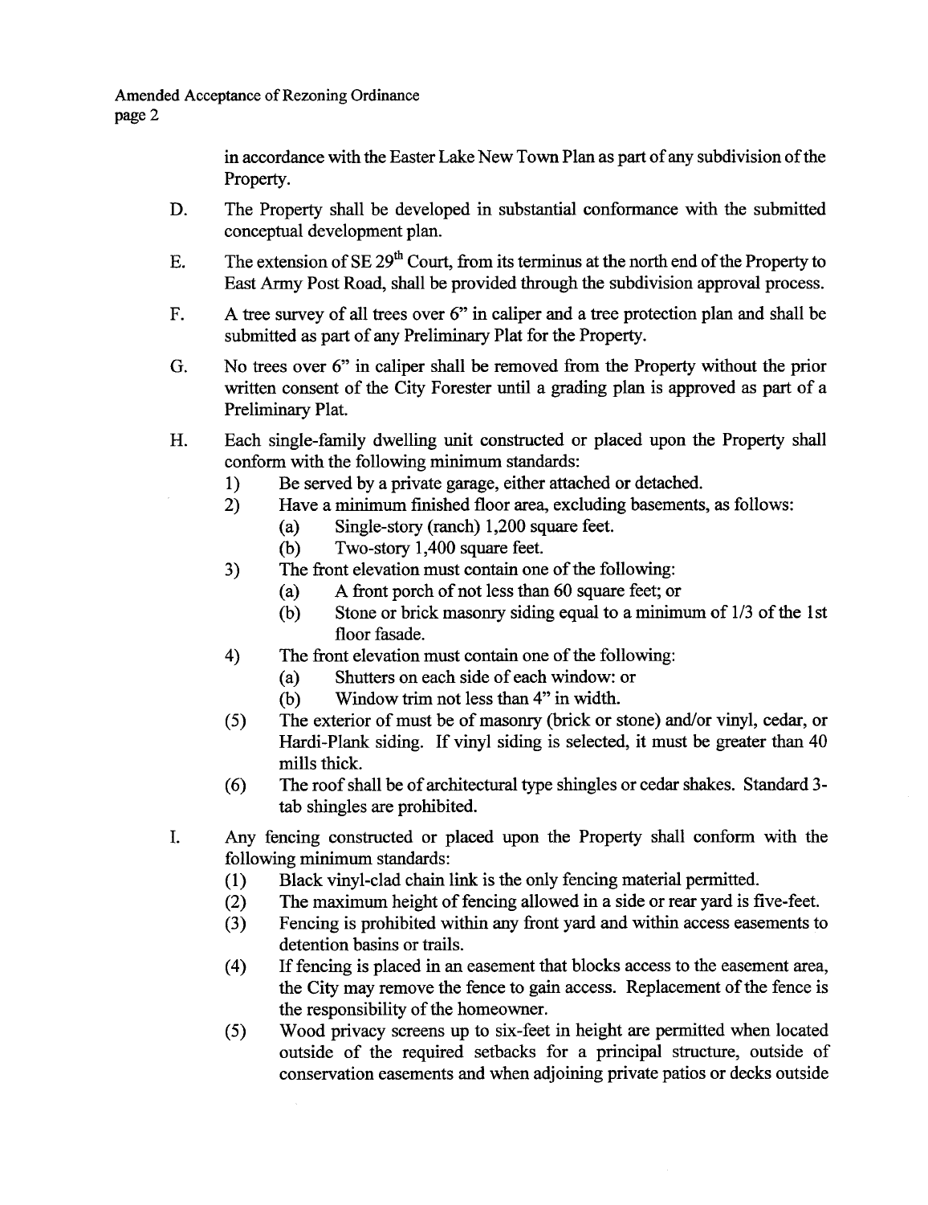in accordance with the Easter Lake New Town Plan as part of any subdivision of the Property.

D. The Property shall be developed in substantial conformance with the submitted conceptual development plan.

E. The extension of SE 29th Court, from its terminus at the north end of the Property to East Army Post Road, shall be provided through the subdivision approval process.

F. A tree survey of all trees over 6" in caliper and a tree protection plan and shall be submitted as part of any Preliminary Plat for the Property.

G. No trees over 6" in caliper shall be removed from the Property without the prior written consent of the City Forester until a grading plan is approved as part of a Preliminary Plat.

H. Each single-family dwelling unit constructed or placed upon the Property shall conform with the following minimum standards:
   1) Be served by a private garage, either attached or detached.
   2) Have a minimum finished floor area, excluding basements, as follows:
      (a) Single-story (ranch) 1,200 square feet.
      (b) Two-story 1,400 square feet.
   3) The front elevation must contain one of the following:
      (a) A front porch of not less than 60 square feet; or
      (b) Stone or brick masonry siding equal to a minimum of 1/3 of the 1st floor fasade.
   4) The front elevation must contain one of the following:
      (a) Shutters on each side of each window: or
      (b) Window trim not less than 4" in width.
   (5) The exterior of must be of masonry (brick or stone) and/or vinyl, cedar, or Hardi-Plank siding. If vinyl siding is selected, it must be greater than 40 mills thick.
   (6) The roof shall be of architectural type shingles or cedar shakes. Standard 3-tab shingles are prohibited.

I. Any fencing constructed or placed upon the Property shall conform with the following minimum standards:
   (1) Black vinyl-clad chain link is the only fencing material permitted.
   (2) The maximum height of fencing allowed in a side or rear yard is five-feet.
   (3) Fencing is prohibited within any front yard and within access easements to detention basins or trails.
   (4) If fencing is placed in an easement that blocks access to the easement area, the City may remove the fence to gain access. Replacement of the fence is the responsibility of the homeowner.
   (5) Wood privacy screens up to six-feet in height are permitted when located outside of the required setbacks for a principal structure, outside of conservation easements and when adjoining private patios or decks outside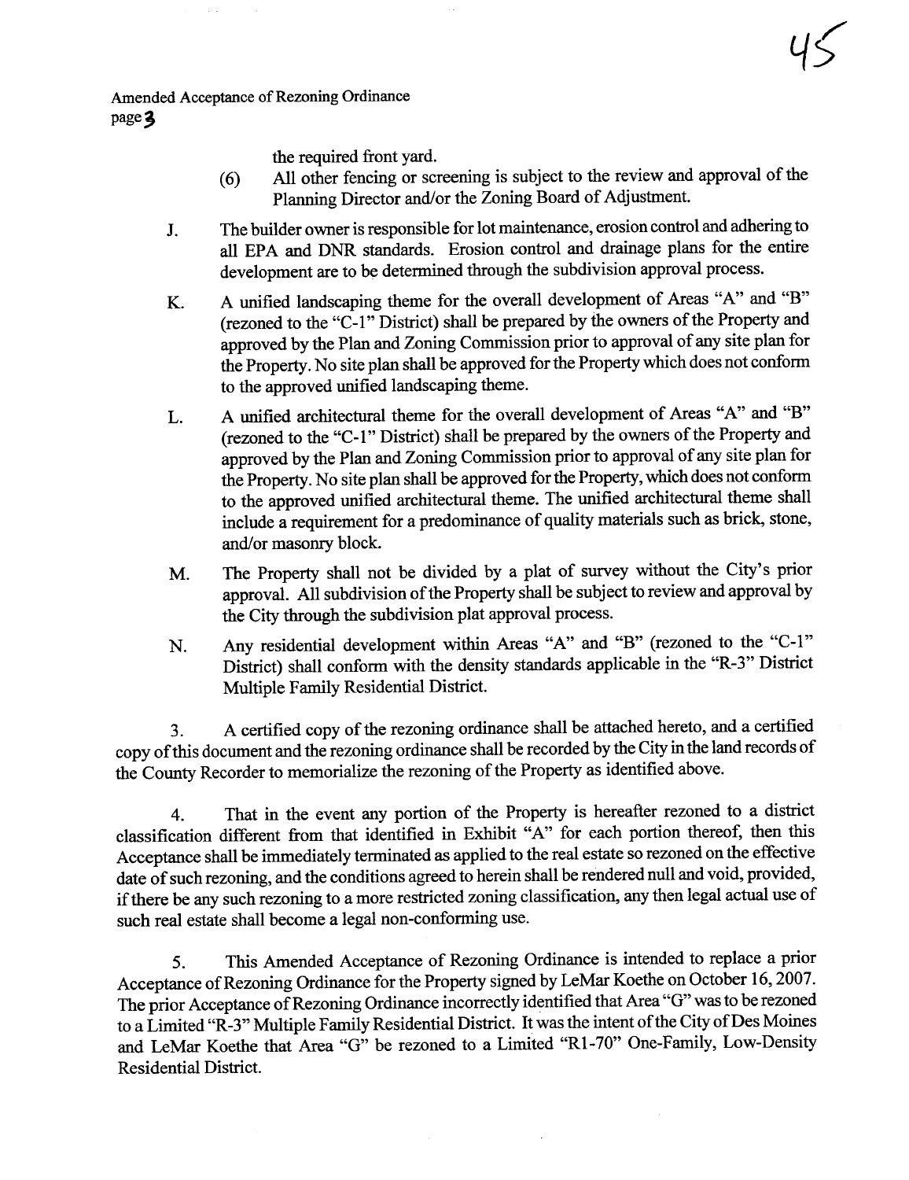the required front yard.

(6) All other fencing or screening is subject to the review and approval of the Planning Director and/or the Zoning Board of Adjustment.

J. The builder owner is responsible for lot maintenance, erosion control and adhering to all EPA and DNR standards. Erosion control and drainage plans for the entire development are to be determined through the subdivision approval process.

K. A unified landscaping theme for the overall development of Areas "A" and "B" (rezoned to the "C-1" District) shall be prepared by the owners of the Property and approved by the Plan and Zoning Commission prior to approval of any site plan for the Property. No site plan shall be approved for the Property which does not conform to the approved unified landscaping theme.

L. A unified architectural theme for the overall development of Areas "A" and "B" (rezoned to the "C-1" District) shall be prepared by the owners of the Property and approved by the Plan and Zoning Commission prior to approval of any site plan for the Property. No site plan shall be approved for the Property, which does not conform to the approved unified architectural theme. The unified architectural theme shall include a requirement for a predominance of quality materials such as brick, stone, and/or masonry block.

M. The Property shall not be divided by a plat of survey without the City's prior approval. All subdivision of the Property shall be subject to review and approval by the City through the subdivision plat approval process.

N. Any residential development within Areas "A" and "B" (rezoned to the "C-1" District) shall conform with the density standards applicable in the "R-3" District Multiple Family Residential District.

3. A certified copy of the rezoning ordinance shall be attached hereto, and a certified copy of this document and the rezoning ordinance shall be recorded by the City in the land records of the County Recorder to memorialize the rezoning of the Property as identified above.

4. That in the event any portion of the Property is hereafter rezoned to a district classification different from that identified in Exhibit "A" for each portion thereof, then this Acceptance shall be immediately terminated as applied to the real estate so rezoned on the effective date of such rezoning, and the conditions agreed to herein shall be rendered null and void, provided, if there be any such rezoning to a more restricted zoning classification, any then legal actual use of such real estate shall become a legal non-conforming use.

5. This Amended Acceptance of Rezoning Ordinance is intended to replace a prior Acceptance of Rezoning Ordinance for the Property signed by LeMar Koethe on October 16, 2007. The prior Acceptance of Rezoning Ordinance incorrectly identified that Area "G" was to be rezoned to a Limited "R-3" Multiple Family Residential District. It was the intent of the City of Des Moines and LeMar Koethe that Area "G" be rezoned to a Limited "R1-70" One-Family, Low-Density Residential District.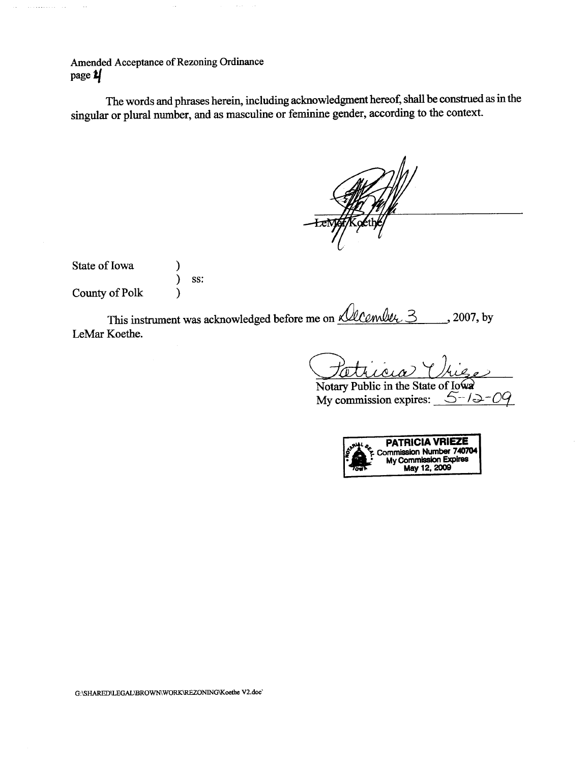Amended Acceptance of Rezoning Ordinance
page 4

The words and phrases herein, including acknowledgment hereof, shall be construed as in the singular or plural number, and as masculine or feminine gender, according to the context.

LeMar Koethe

State of Iowa )
) ss:
County of Polk )

This instrument was acknowledged before me on December 3, 2007, by LeMar Koethe.

Patricia Vrieze
Notary Public in the State of Iowa
My commission expires: 5-12-09

PATRICIA VRIEZE
Commission Number 740704
My Commission Expires
May 12, 2009

G:\SHARED\LEGAL\BROWN\WORK\REZONING\Koethe V2.doc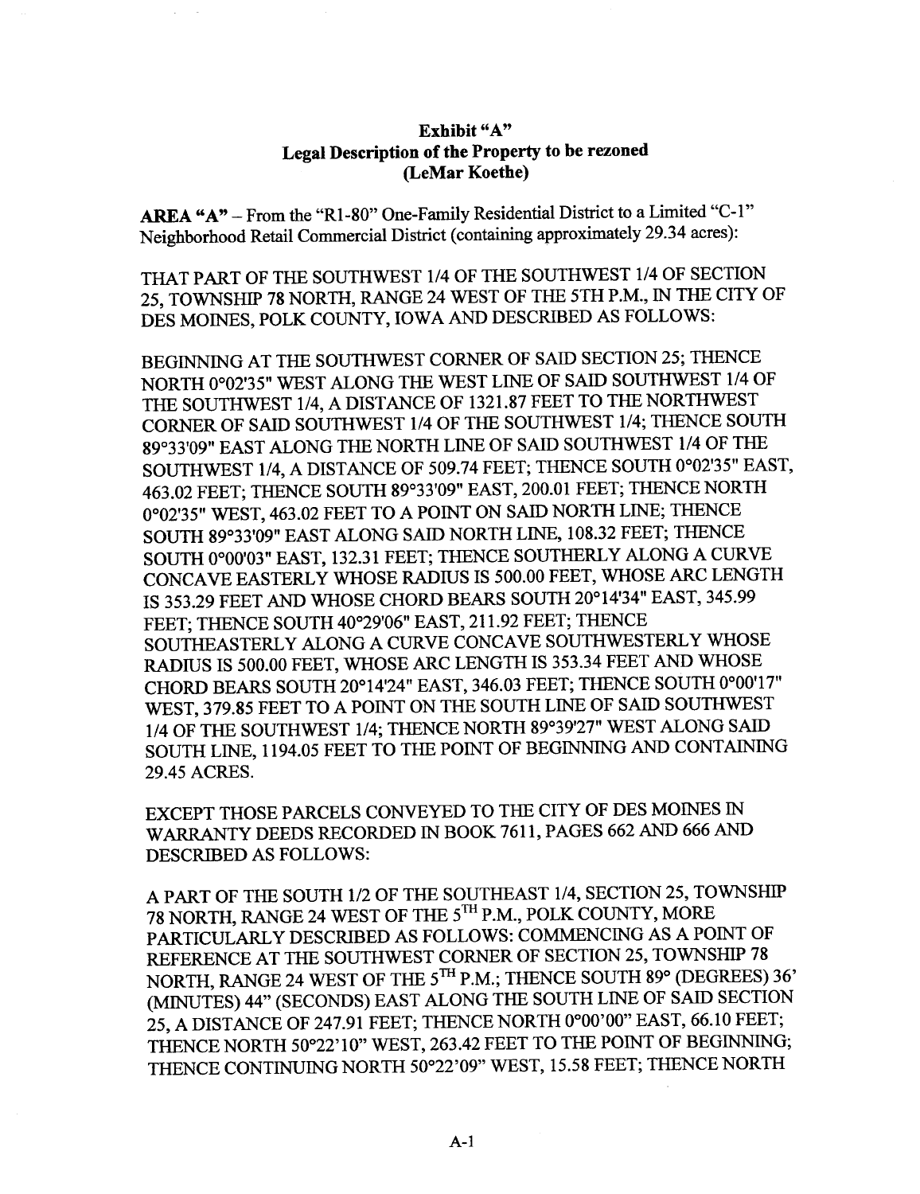**Exhibit "A"**
**Legal Description of the Property to be rezoned**
**(LeMar Koethe)**

**AREA "A"** – From the "R1-80" One-Family Residential District to a Limited "C-1" Neighborhood Retail Commercial District (containing approximately 29.34 acres):

THAT PART OF THE SOUTHWEST 1/4 OF THE SOUTHWEST 1/4 OF SECTION 25, TOWNSHIP 78 NORTH, RANGE 24 WEST OF THE 5TH P.M., IN THE CITY OF DES MOINES, POLK COUNTY, IOWA AND DESCRIBED AS FOLLOWS:

BEGINNING AT THE SOUTHWEST CORNER OF SAID SECTION 25; THENCE NORTH 0°02'35" WEST ALONG THE WEST LINE OF SAID SOUTHWEST 1/4 OF THE SOUTHWEST 1/4, A DISTANCE OF 1321.87 FEET TO THE NORTHWEST CORNER OF SAID SOUTHWEST 1/4 OF THE SOUTHWEST 1/4; THENCE SOUTH 89°33'09" EAST ALONG THE NORTH LINE OF SAID SOUTHWEST 1/4 OF THE SOUTHWEST 1/4, A DISTANCE OF 509.74 FEET; THENCE SOUTH 0°02'35" EAST, 463.02 FEET; THENCE SOUTH 89°33'09" EAST, 200.01 FEET; THENCE NORTH 0°02'35" WEST, 463.02 FEET TO A POINT ON SAID NORTH LINE; THENCE SOUTH 89°33'09" EAST ALONG SAID NORTH LINE, 108.32 FEET; THENCE SOUTH 0°00'03" EAST, 132.31 FEET; THENCE SOUTHERLY ALONG A CURVE CONCAVE EASTERLY WHOSE RADIUS IS 500.00 FEET, WHOSE ARC LENGTH IS 353.29 FEET AND WHOSE CHORD BEARS SOUTH 20°14'34" EAST, 345.99 FEET; THENCE SOUTH 40°29'06" EAST, 211.92 FEET; THENCE SOUTHEASTERLY ALONG A CURVE CONCAVE SOUTHWESTERLY WHOSE RADIUS IS 500.00 FEET, WHOSE ARC LENGTH IS 353.34 FEET AND WHOSE CHORD BEARS SOUTH 20°14'24" EAST, 346.03 FEET; THENCE SOUTH 0°00'17" WEST, 379.85 FEET TO A POINT ON THE SOUTH LINE OF SAID SOUTHWEST 1/4 OF THE SOUTHWEST 1/4; THENCE NORTH 89°39'27" WEST ALONG SAID SOUTH LINE, 1194.05 FEET TO THE POINT OF BEGINNING AND CONTAINING 29.45 ACRES.

EXCEPT THOSE PARCELS CONVEYED TO THE CITY OF DES MOINES IN WARRANTY DEEDS RECORDED IN BOOK 7611, PAGES 662 AND 666 AND DESCRIBED AS FOLLOWS:

A PART OF THE SOUTH 1/2 OF THE SOUTHEAST 1/4, SECTION 25, TOWNSHIP 78 NORTH, RANGE 24 WEST OF THE 5TH P.M., POLK COUNTY, MORE PARTICULARLY DESCRIBED AS FOLLOWS: COMMENCING AS A POINT OF REFERENCE AT THE SOUTHWEST CORNER OF SECTION 25, TOWNSHIP 78 NORTH, RANGE 24 WEST OF THE 5TH P.M.; THENCE SOUTH 89° (DEGREES) 36' (MINUTES) 44" (SECONDS) EAST ALONG THE SOUTH LINE OF SAID SECTION 25, A DISTANCE OF 247.91 FEET; THENCE NORTH 0°00'00" EAST, 66.10 FEET; THENCE NORTH 50°22'10" WEST, 263.42 FEET TO THE POINT OF BEGINNING; THENCE CONTINUING NORTH 50°22'09" WEST, 15.58 FEET; THENCE NORTH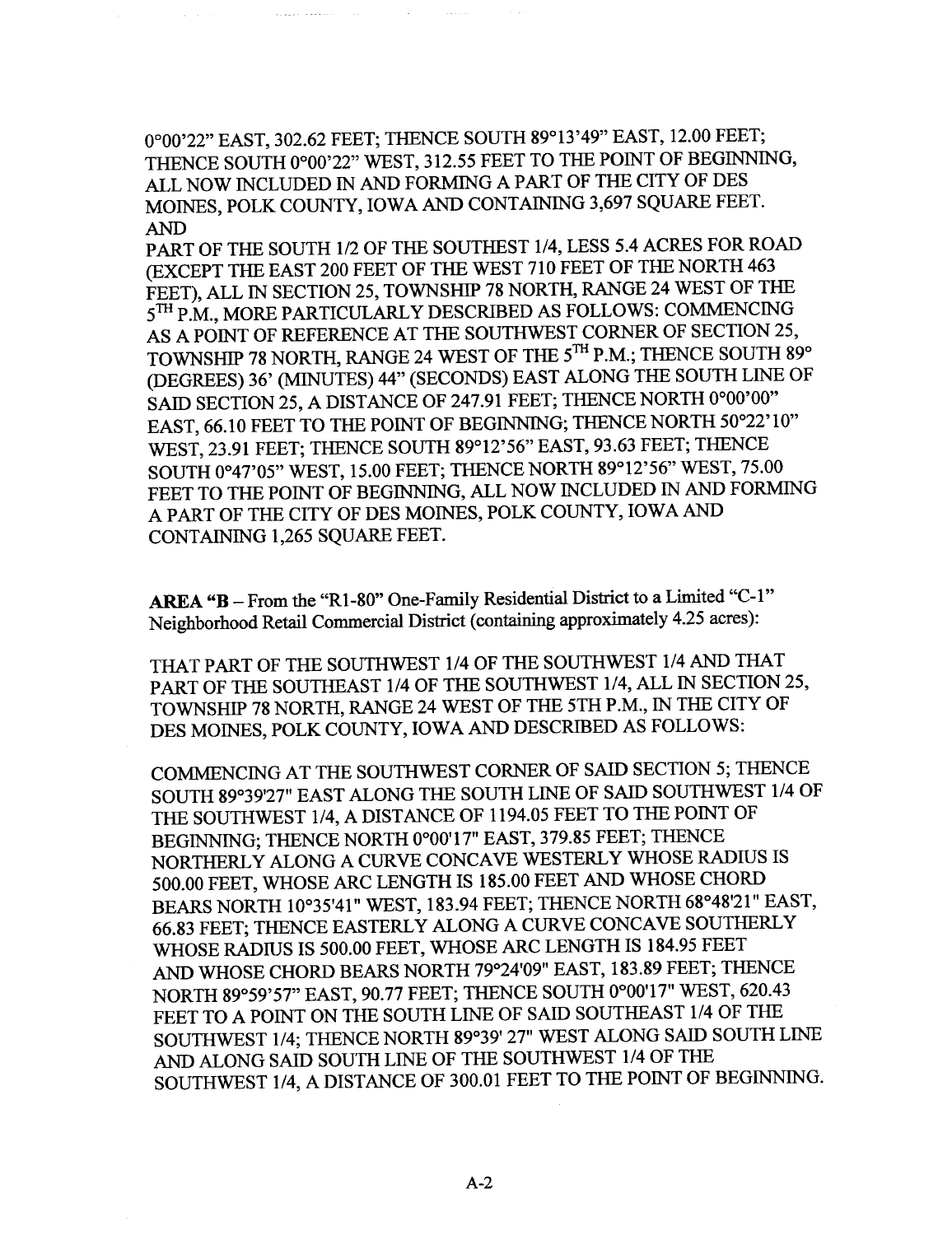0°00'22" EAST, 302.62 FEET; THENCE SOUTH 89°13'49" EAST, 12.00 FEET; THENCE SOUTH 0°00'22" WEST, 312.55 FEET TO THE POINT OF BEGINNING, ALL NOW INCLUDED IN AND FORMING A PART OF THE CITY OF DES MOINES, POLK COUNTY, IOWA AND CONTAINING 3,697 SQUARE FEET.

AND

PART OF THE SOUTH 1/2 OF THE SOUTHEST 1/4, LESS 5.4 ACRES FOR ROAD (EXCEPT THE EAST 200 FEET OF THE WEST 710 FEET OF THE NORTH 463 FEET), ALL IN SECTION 25, TOWNSHIP 78 NORTH, RANGE 24 WEST OF THE 5TH P.M., MORE PARTICULARLY DESCRIBED AS FOLLOWS: COMMENCING AS A POINT OF REFERENCE AT THE SOUTHWEST CORNER OF SECTION 25, TOWNSHIP 78 NORTH, RANGE 24 WEST OF THE 5TH P.M.; THENCE SOUTH 89° (DEGREES) 36' (MINUTES) 44" (SECONDS) EAST ALONG THE SOUTH LINE OF SAID SECTION 25, A DISTANCE OF 247.91 FEET; THENCE NORTH 0°00'00" EAST, 66.10 FEET TO THE POINT OF BEGINNING; THENCE NORTH 50°22'10" WEST, 23.91 FEET; THENCE SOUTH 89°12'56" EAST, 93.63 FEET; THENCE SOUTH 0°47'05" WEST, 15.00 FEET; THENCE NORTH 89°12'56" WEST, 75.00 FEET TO THE POINT OF BEGINNING, ALL NOW INCLUDED IN AND FORMING A PART OF THE CITY OF DES MOINES, POLK COUNTY, IOWA AND CONTAINING 1,265 SQUARE FEET.

**AREA "B** – From the "R1-80" One-Family Residential District to a Limited "C-1" Neighborhood Retail Commercial District (containing approximately 4.25 acres):

THAT PART OF THE SOUTHWEST 1/4 OF THE SOUTHWEST 1/4 AND THAT PART OF THE SOUTHEAST 1/4 OF THE SOUTHWEST 1/4, ALL IN SECTION 25, TOWNSHIP 78 NORTH, RANGE 24 WEST OF THE 5TH P.M., IN THE CITY OF DES MOINES, POLK COUNTY, IOWA AND DESCRIBED AS FOLLOWS:

COMMENCING AT THE SOUTHWEST CORNER OF SAID SECTION 5; THENCE SOUTH 89°39'27" EAST ALONG THE SOUTH LINE OF SAID SOUTHWEST 1/4 OF THE SOUTHWEST 1/4, A DISTANCE OF 1194.05 FEET TO THE POINT OF BEGINNING; THENCE NORTH 0°00'17" EAST, 379.85 FEET; THENCE NORTHERLY ALONG A CURVE CONCAVE WESTERLY WHOSE RADIUS IS 500.00 FEET, WHOSE ARC LENGTH IS 185.00 FEET AND WHOSE CHORD BEARS NORTH 10°35'41" WEST, 183.94 FEET; THENCE NORTH 68°48'21" EAST, 66.83 FEET; THENCE EASTERLY ALONG A CURVE CONCAVE SOUTHERLY WHOSE RADIUS IS 500.00 FEET, WHOSE ARC LENGTH IS 184.95 FEET AND WHOSE CHORD BEARS NORTH 79°24'09" EAST, 183.89 FEET; THENCE NORTH 89°59'57" EAST, 90.77 FEET; THENCE SOUTH 0°00'17" WEST, 620.43 FEET TO A POINT ON THE SOUTH LINE OF SAID SOUTHEAST 1/4 OF THE SOUTHWEST 1/4; THENCE NORTH 89°39' 27" WEST ALONG SAID SOUTH LINE AND ALONG SAID SOUTH LINE OF THE SOUTHWEST 1/4 OF THE SOUTHWEST 1/4, A DISTANCE OF 300.01 FEET TO THE POINT OF BEGINNING.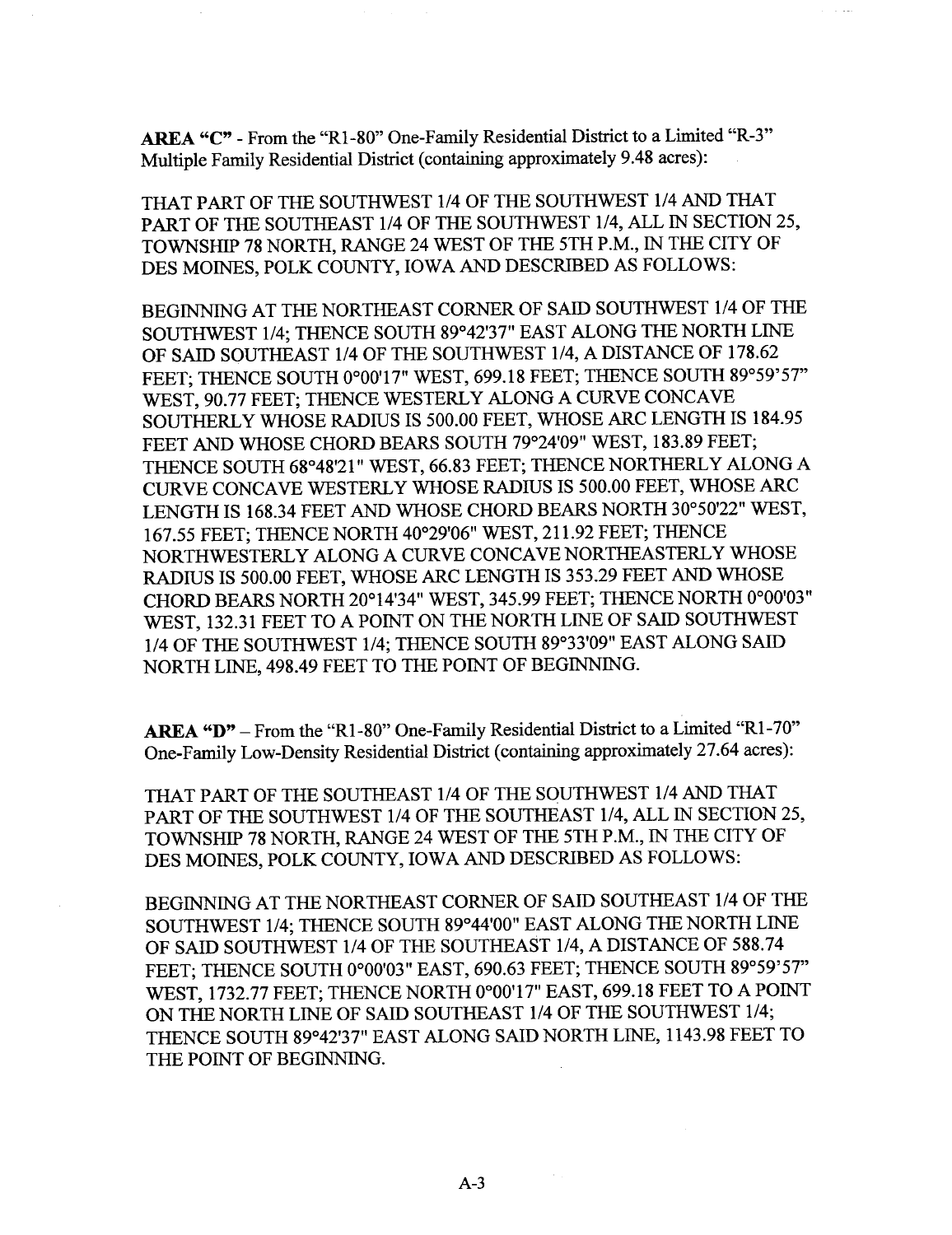**AREA "C"** - From the "R1-80" One-Family Residential District to a Limited "R-3" Multiple Family Residential District (containing approximately 9.48 acres):

THAT PART OF THE SOUTHWEST 1/4 OF THE SOUTHWEST 1/4 AND THAT PART OF THE SOUTHEAST 1/4 OF THE SOUTHWEST 1/4, ALL IN SECTION 25, TOWNSHIP 78 NORTH, RANGE 24 WEST OF THE 5TH P.M., IN THE CITY OF DES MOINES, POLK COUNTY, IOWA AND DESCRIBED AS FOLLOWS:

BEGINNING AT THE NORTHEAST CORNER OF SAID SOUTHWEST 1/4 OF THE SOUTHWEST 1/4; THENCE SOUTH 89°42'37" EAST ALONG THE NORTH LINE OF SAID SOUTHEAST 1/4 OF THE SOUTHWEST 1/4, A DISTANCE OF 178.62 FEET; THENCE SOUTH 0°00'17" WEST, 699.18 FEET; THENCE SOUTH 89°59'57" WEST, 90.77 FEET; THENCE WESTERLY ALONG A CURVE CONCAVE SOUTHERLY WHOSE RADIUS IS 500.00 FEET, WHOSE ARC LENGTH IS 184.95 FEET AND WHOSE CHORD BEARS SOUTH 79°24'09" WEST, 183.89 FEET; THENCE SOUTH 68°48'21" WEST, 66.83 FEET; THENCE NORTHERLY ALONG A CURVE CONCAVE WESTERLY WHOSE RADIUS IS 500.00 FEET, WHOSE ARC LENGTH IS 168.34 FEET AND WHOSE CHORD BEARS NORTH 30°50'22" WEST, 167.55 FEET; THENCE NORTH 40°29'06" WEST, 211.92 FEET; THENCE NORTHWESTERLY ALONG A CURVE CONCAVE NORTHEASTERLY WHOSE RADIUS IS 500.00 FEET, WHOSE ARC LENGTH IS 353.29 FEET AND WHOSE CHORD BEARS NORTH 20°14'34" WEST, 345.99 FEET; THENCE NORTH 0°00'03" WEST, 132.31 FEET TO A POINT ON THE NORTH LINE OF SAID SOUTHWEST 1/4 OF THE SOUTHWEST 1/4; THENCE SOUTH 89°33'09" EAST ALONG SAID NORTH LINE, 498.49 FEET TO THE POINT OF BEGINNING.

**AREA "D"** – From the "R1-80" One-Family Residential District to a Limited "R1-70" One-Family Low-Density Residential District (containing approximately 27.64 acres):

THAT PART OF THE SOUTHEAST 1/4 OF THE SOUTHWEST 1/4 AND THAT PART OF THE SOUTHWEST 1/4 OF THE SOUTHEAST 1/4, ALL IN SECTION 25, TOWNSHIP 78 NORTH, RANGE 24 WEST OF THE 5TH P.M., IN THE CITY OF DES MOINES, POLK COUNTY, IOWA AND DESCRIBED AS FOLLOWS:

BEGINNING AT THE NORTHEAST CORNER OF SAID SOUTHEAST 1/4 OF THE SOUTHWEST 1/4; THENCE SOUTH 89°44'00" EAST ALONG THE NORTH LINE OF SAID SOUTHWEST 1/4 OF THE SOUTHEAST 1/4, A DISTANCE OF 588.74 FEET; THENCE SOUTH 0°00'03" EAST, 690.63 FEET; THENCE SOUTH 89°59'57" WEST, 1732.77 FEET; THENCE NORTH 0°00'17" EAST, 699.18 FEET TO A POINT ON THE NORTH LINE OF SAID SOUTHEAST 1/4 OF THE SOUTHWEST 1/4; THENCE SOUTH 89°42'37" EAST ALONG SAID NORTH LINE, 1143.98 FEET TO THE POINT OF BEGINNING.